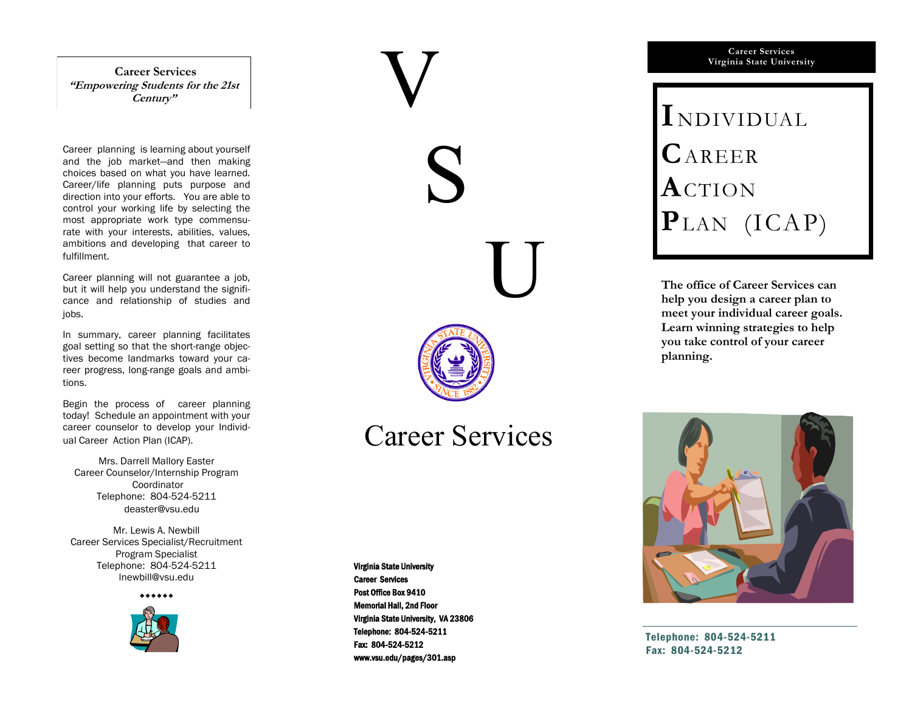**Career Services**
***"Empowering Students for the 21st Century"***

Career planning is learning about yourself and the job market—and then making choices based on what you have learned. Career/life planning puts purpose and direction into your efforts. You are able to control your working life by selecting the most appropriate work type commensurate with your interests, abilities, values, ambitions and developing that career to fulfillment.

Career planning will not guarantee a job, but it will help you understand the significance and relationship of studies and jobs.

In summary, career planning facilitates goal setting so that the short-range objectives become landmarks toward your career progress, long-range goals and ambitions.

Begin the process of career planning today! Schedule an appointment with your career counselor to develop your Individual Career Action Plan (ICAP).

Mrs. Darrell Mallory Easter
Career Counselor/Internship Program Coordinator
Telephone: 804-524-5211
deaster@vsu.edu

Mr. Lewis A. Newbill
Career Services Specialist/Recruitment Program Specialist
Telephone: 804-524-5211
lnewbill@vsu.edu

◆◆◆◆◆◆

# V S U

# Career Services

**Virginia State University**
**Career Services**
**Post Office Box 9410**
**Memorial Hall, 2nd Floor**
**Virginia State University, VA 23806**
**Telephone: 804-524-5211**
**Fax: 804-524-5212**
**www.vsu.edu/pages/301.asp**

**Career Services**
**Virginia State University**

# INDIVIDUAL CAREER ACTION PLAN (ICAP)

**The office of Career Services can help you design a career plan to meet your individual career goals. Learn winning strategies to help you take control of your career planning.**

**Telephone: 804-524-5211**
**Fax: 804-524-5212**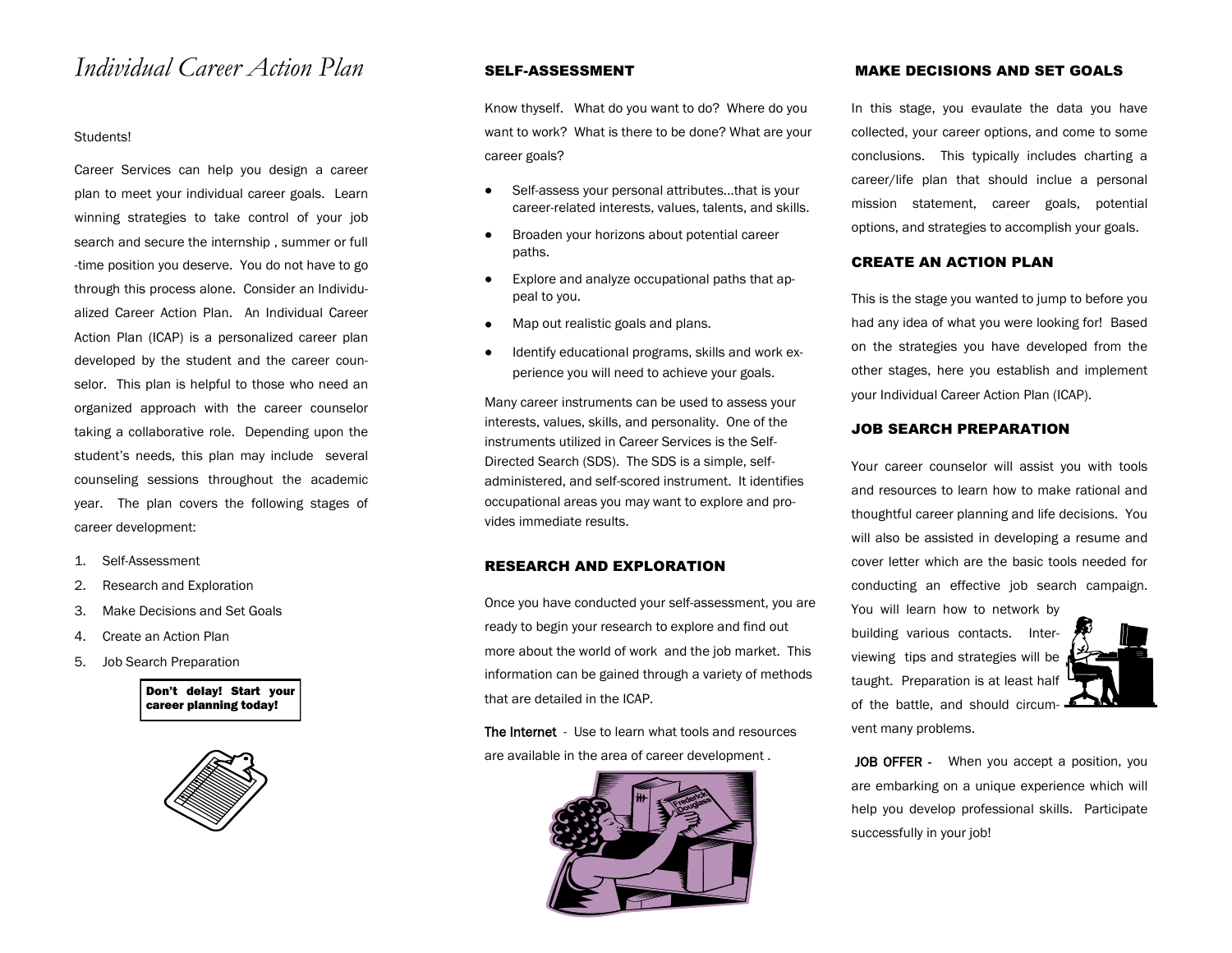# *Individual Career Action Plan*

Students!

Career Services can help you design a career plan to meet your individual career goals. Learn winning strategies to take control of your job search and secure the internship , summer or full -time position you deserve. You do not have to go through this process alone. Consider an Individualized Career Action Plan. An Individual Career Action Plan (ICAP) is a personalized career plan developed by the student and the career counselor. This plan is helpful to those who need an organized approach with the career counselor taking a collaborative role. Depending upon the student's needs, this plan may include several counseling sessions throughout the academic year. The plan covers the following stages of career development:

1. Self-Assessment
2. Research and Exploration
3. Make Decisions and Set Goals
4. Create an Action Plan
5. Job Search Preparation

**Don't delay! Start your career planning today!**

## SELF-ASSESSMENT

Know thyself. What do you want to do? Where do you want to work? What is there to be done? What are your career goals?

- Self-assess your personal attributes...that is your career-related interests, values, talents, and skills.
- Broaden your horizons about potential career paths.
- Explore and analyze occupational paths that appeal to you.
- Map out realistic goals and plans.
- Identify educational programs, skills and work experience you will need to achieve your goals.

Many career instruments can be used to assess your interests, values, skills, and personality. One of the instruments utilized in Career Services is the Self-Directed Search (SDS). The SDS is a simple, self-administered, and self-scored instrument. It identifies occupational areas you may want to explore and provides immediate results.

## RESEARCH AND EXPLORATION

Once you have conducted your self-assessment, you are ready to begin your research to explore and find out more about the world of work and the job market. This information can be gained through a variety of methods that are detailed in the ICAP.

The Internet - Use to learn what tools and resources are available in the area of career development .

## MAKE DECISIONS AND SET GOALS

In this stage, you evaulate the data you have collected, your career options, and come to some conclusions. This typically includes charting a career/life plan that should inclue a personal mission statement, career goals, potential options, and strategies to accomplish your goals.

## CREATE AN ACTION PLAN

This is the stage you wanted to jump to before you had any idea of what you were looking for! Based on the strategies you have developed from the other stages, here you establish and implement your Individual Career Action Plan (ICAP).

## JOB SEARCH PREPARATION

Your career counselor will assist you with tools and resources to learn how to make rational and thoughtful career planning and life decisions. You will also be assisted in developing a resume and cover letter which are the basic tools needed for conducting an effective job search campaign. You will learn how to network by building various contacts. Interviewing tips and strategies will be taught. Preparation is at least half of the battle, and should circumvent many problems.

JOB OFFER - When you accept a position, you are embarking on a unique experience which will help you develop professional skills. Participate successfully in your job!